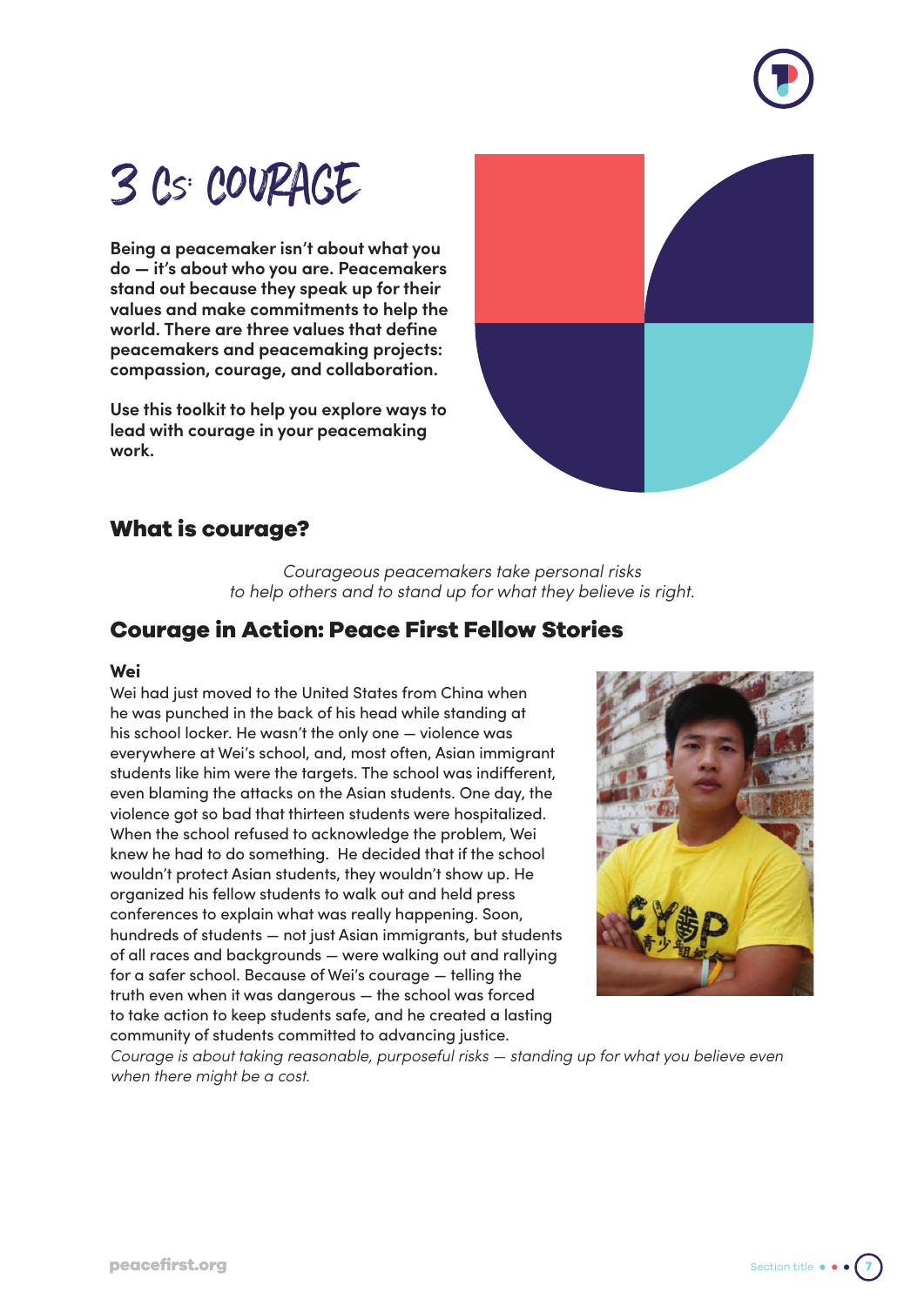# 3 Cs: COURAGE

**Being a peacemaker isn't about what you do — it's about who you are. Peacemakers stand out because they speak up for their values and make commitments to help the world. There are three values that define peacemakers and peacemaking projects: compassion, courage, and collaboration.**

**Use this toolkit to help you explore ways to lead with courage in your peacemaking work.**

## What is courage?

*Courageous peacemakers take personal risks to help others and to stand up for what they believe is right.*

## Courage in Action: Peace First Fellow Stories

### Wei

Wei had just moved to the United States from China when he was punched in the back of his head while standing at his school locker. He wasn't the only one — violence was everywhere at Wei's school, and, most often, Asian immigrant students like him were the targets. The school was indifferent, even blaming the attacks on the Asian students. One day, the violence got so bad that thirteen students were hospitalized. When the school refused to acknowledge the problem, Wei knew he had to do something. He decided that if the school wouldn't protect Asian students, they wouldn't show up. He organized his fellow students to walk out and held press conferences to explain what was really happening. Soon, hundreds of students — not just Asian immigrants, but students of all races and backgrounds — were walking out and rallying for a safer school. Because of Wei's courage — telling the truth even when it was dangerous — the school was forced to take action to keep students safe, and he created a lasting community of students committed to advancing justice.

*Courage is about taking reasonable, purposeful risks — standing up for what you believe even when there might be a cost.*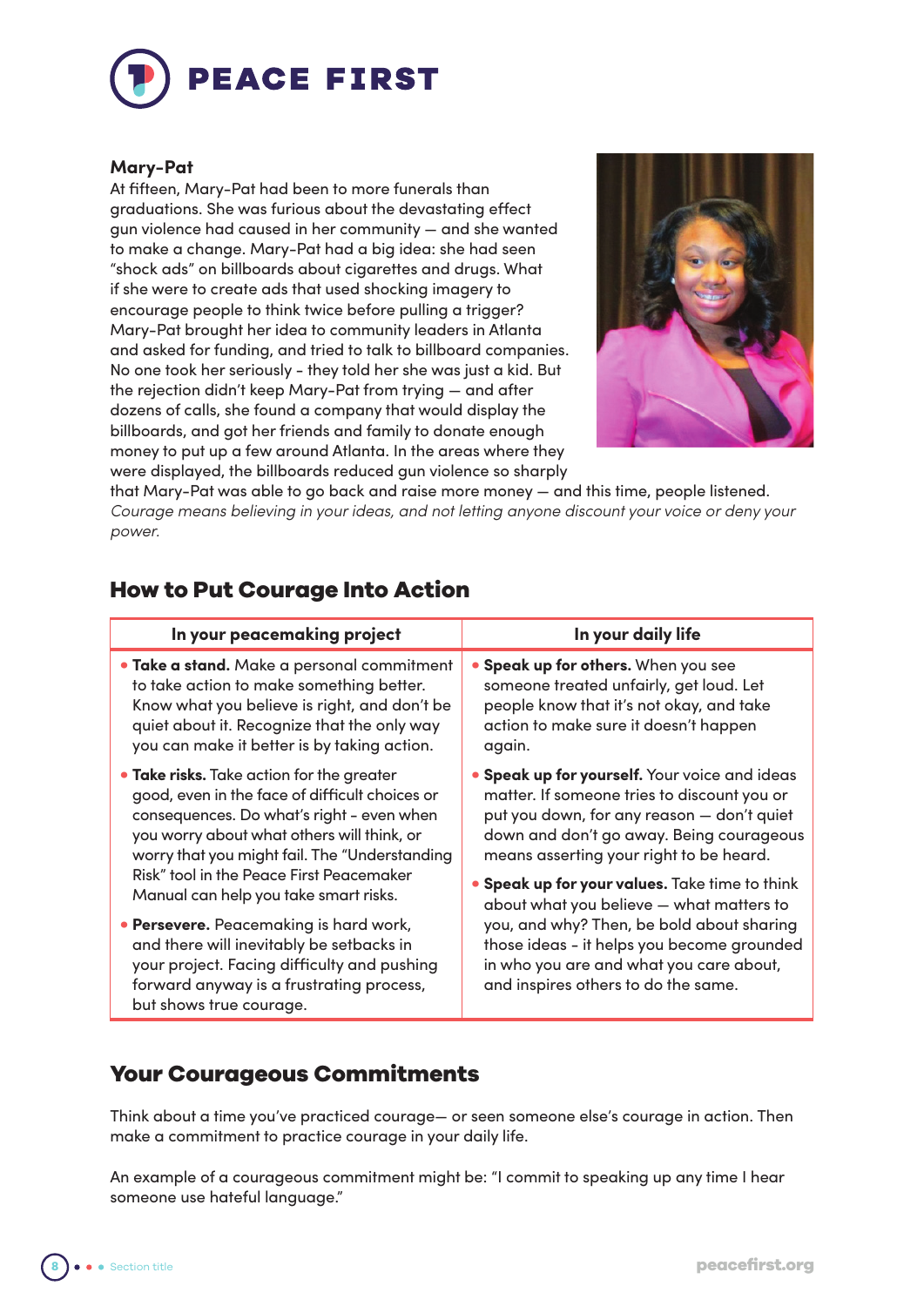**Mary-Pat**

At fifteen, Mary-Pat had been to more funerals than graduations. She was furious about the devastating effect gun violence had caused in her community — and she wanted to make a change. Mary-Pat had a big idea: she had seen "shock ads" on billboards about cigarettes and drugs. What if she were to create ads that used shocking imagery to encourage people to think twice before pulling a trigger? Mary-Pat brought her idea to community leaders in Atlanta and asked for funding, and tried to talk to billboard companies. No one took her seriously - they told her she was just a kid. But the rejection didn't keep Mary-Pat from trying — and after dozens of calls, she found a company that would display the billboards, and got her friends and family to donate enough money to put up a few around Atlanta. In the areas where they were displayed, the billboards reduced gun violence so sharply that Mary-Pat was able to go back and raise more money — and this time, people listened. *Courage means believing in your ideas, and not letting anyone discount your voice or deny your power.*

## How to Put Courage Into Action

| In your peacemaking project | In your daily life |
|---|---|
| • **Take a stand.** Make a personal commitment to take action to make something better. Know what you believe is right, and don't be quiet about it. Recognize that the only way you can make it better is by taking action. | • **Speak up for others.** When you see someone treated unfairly, get loud. Let people know that it's not okay, and take action to make sure it doesn't happen again. |
| • **Take risks.** Take action for the greater good, even in the face of difficult choices or consequences. Do what's right - even when you worry about what others will think, or worry that you might fail. The "Understanding Risk" tool in the Peace First Peacemaker Manual can help you take smart risks. | • **Speak up for yourself.** Your voice and ideas matter. If someone tries to discount you or put you down, for any reason — don't quiet down and don't go away. Being courageous means asserting your right to be heard. |
| • **Persevere.** Peacemaking is hard work, and there will inevitably be setbacks in your project. Facing difficulty and pushing forward anyway is a frustrating process, but shows true courage. | • **Speak up for your values.** Take time to think about what you believe — what matters to you, and why? Then, be bold about sharing those ideas - it helps you become grounded in who you are and what you care about, and inspires others to do the same. |

## Your Courageous Commitments

Think about a time you've practiced courage— or seen someone else's courage in action. Then make a commitment to practice courage in your daily life.

An example of a courageous commitment might be: "I commit to speaking up any time I hear someone use hateful language."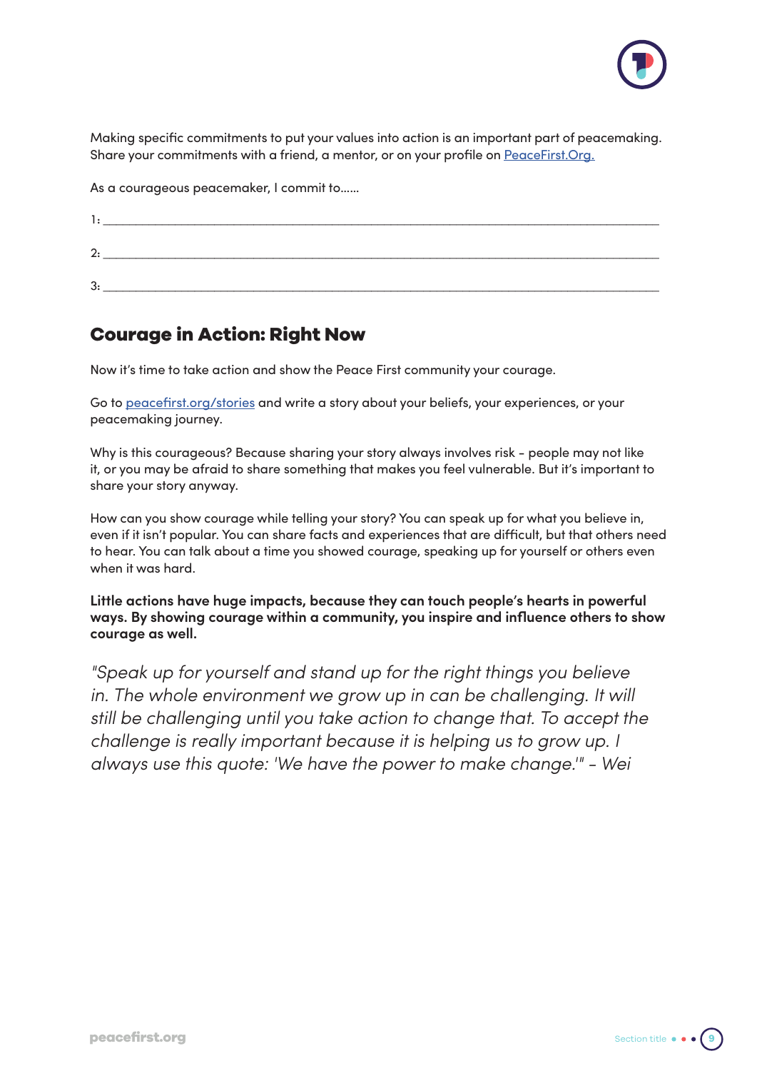Making specific commitments to put your values into action is an important part of peacemaking. Share your commitments with a friend, a mentor, or on your profile on [PeaceFirst.Org.](PeaceFirst.Org.)

As a courageous peacemaker, I commit to......

1: ______________________________________________________________________________

2: ______________________________________________________________________________

3: ______________________________________________________________________________

## Courage in Action: Right Now

Now it's time to take action and show the Peace First community your courage.

Go to [peacefirst.org/stories](peacefirst.org/stories) and write a story about your beliefs, your experiences, or your peacemaking journey.

Why is this courageous? Because sharing your story always involves risk - people may not like it, or you may be afraid to share something that makes you feel vulnerable. But it's important to share your story anyway.

How can you show courage while telling your story? You can speak up for what you believe in, even if it isn't popular. You can share facts and experiences that are difficult, but that others need to hear. You can talk about a time you showed courage, speaking up for yourself or others even when it was hard.

**Little actions have huge impacts, because they can touch people's hearts in powerful ways. By showing courage within a community, you inspire and influence others to show courage as well.**

*"Speak up for yourself and stand up for the right things you believe in. The whole environment we grow up in can be challenging. It will still be challenging until you take action to change that. To accept the challenge is really important because it is helping us to grow up. I always use this quote: 'We have the power to make change.'" - Wei*